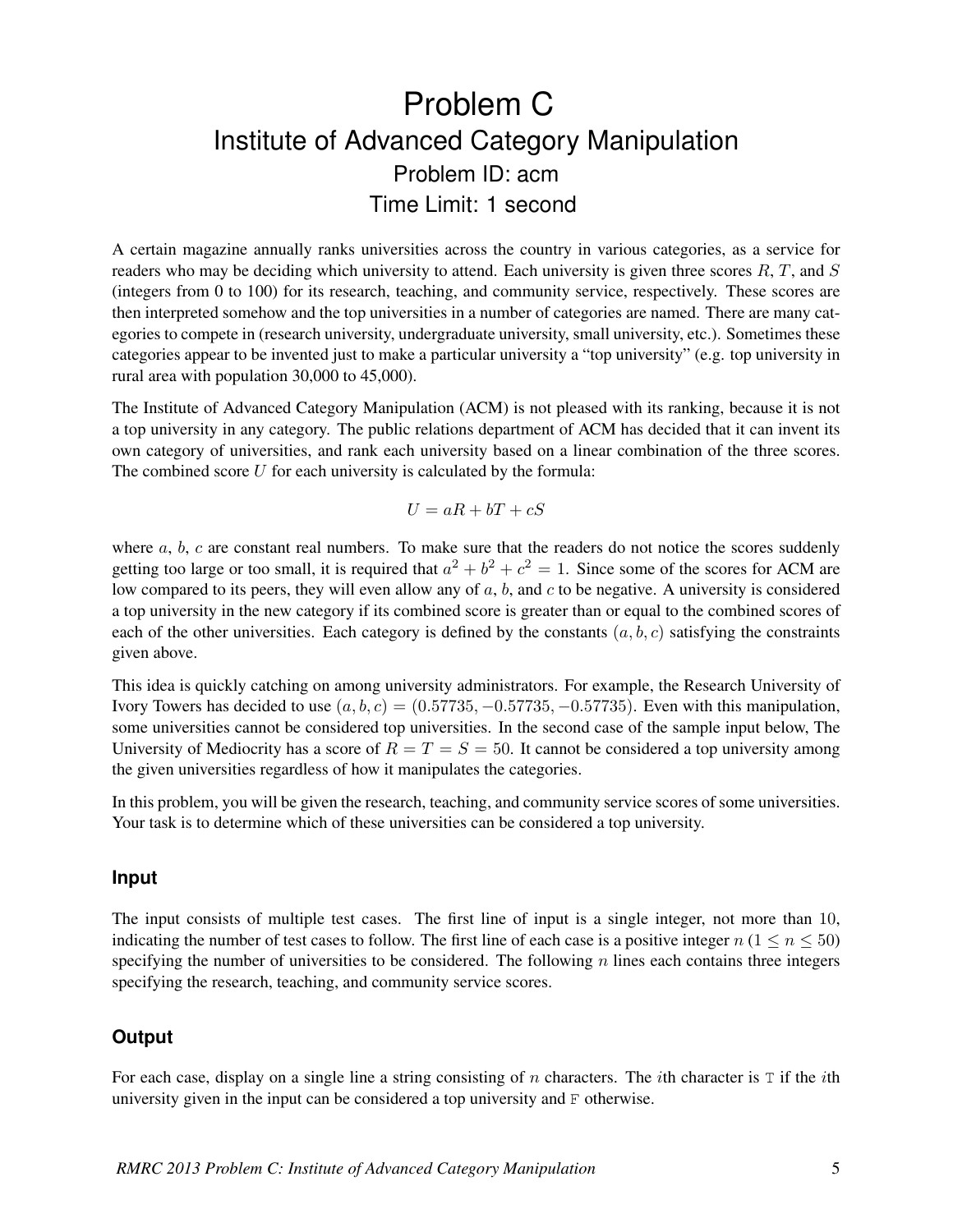# Problem C
## Institute of Advanced Category Manipulation
### Problem ID: acm
### Time Limit: 1 second

A certain magazine annually ranks universities across the country in various categories, as a service for readers who may be deciding which university to attend. Each university is given three scores $R$, $T$, and $S$ (integers from 0 to 100) for its research, teaching, and community service, respectively. These scores are then interpreted somehow and the top universities in a number of categories are named. There are many categories to compete in (research university, undergraduate university, small university, etc.). Sometimes these categories appear to be invented just to make a particular university a "top university" (e.g. top university in rural area with population 30,000 to 45,000).

The Institute of Advanced Category Manipulation (ACM) is not pleased with its ranking, because it is not a top university in any category. The public relations department of ACM has decided that it can invent its own category of universities, and rank each university based on a linear combination of the three scores. The combined score $U$ for each university is calculated by the formula:

$$U = aR + bT + cS$$

where $a$, $b$, $c$ are constant real numbers. To make sure that the readers do not notice the scores suddenly getting too large or too small, it is required that $a^2 + b^2 + c^2 = 1$. Since some of the scores for ACM are low compared to its peers, they will even allow any of $a$, $b$, and $c$ to be negative. A university is considered a top university in the new category if its combined score is greater than or equal to the combined scores of each of the other universities. Each category is defined by the constants $(a, b, c)$ satisfying the constraints given above.

This idea is quickly catching on among university administrators. For example, the Research University of Ivory Towers has decided to use $(a, b, c) = (0.57735, -0.57735, -0.57735)$. Even with this manipulation, some universities cannot be considered top universities. In the second case of the sample input below, The University of Mediocrity has a score of $R = T = S = 50$. It cannot be considered a top university among the given universities regardless of how it manipulates the categories.

In this problem, you will be given the research, teaching, and community service scores of some universities. Your task is to determine which of these universities can be considered a top university.

### Input

The input consists of multiple test cases. The first line of input is a single integer, not more than 10, indicating the number of test cases to follow. The first line of each case is a positive integer $n$ ($1 \leq n \leq 50$) specifying the number of universities to be considered. The following $n$ lines each contains three integers specifying the research, teaching, and community service scores.

### Output

For each case, display on a single line a string consisting of $n$ characters. The $i$th character is `T` if the $i$th university given in the input can be considered a top university and `F` otherwise.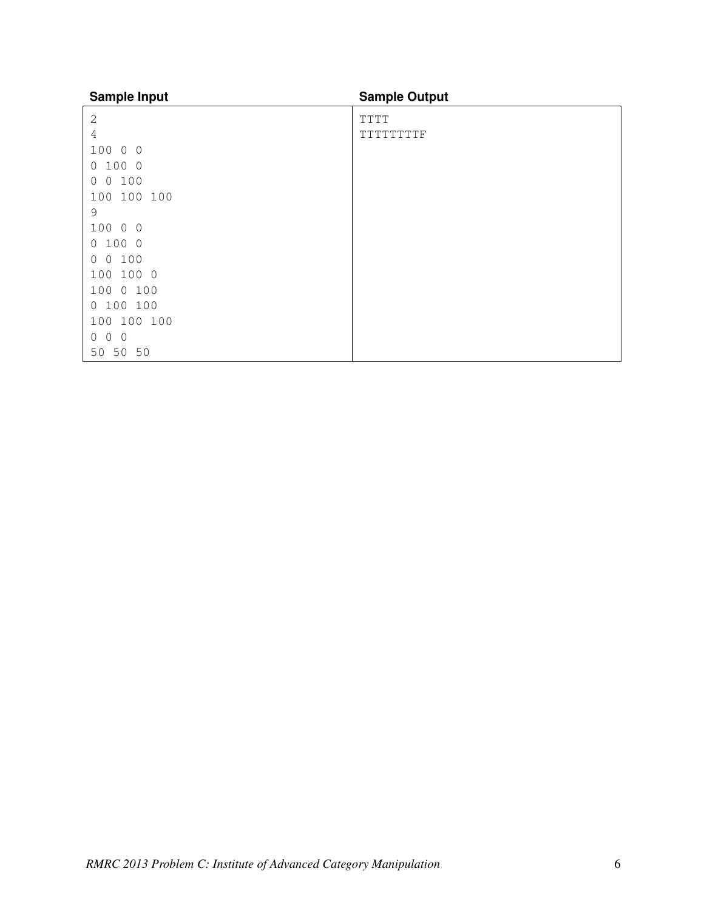| Sample Input | Sample Output |
|---|---|
| 2<br>4<br>100 0 0<br>0 100 0<br>0 0 100<br>100 100 100<br>9<br>100 0 0<br>0 100 0<br>0 0 100<br>100 100 0<br>100 0 100<br>0 100 100<br>100 100 100<br>0 0 0<br>50 50 50 | TTTT<br>TTTTTTTTF |